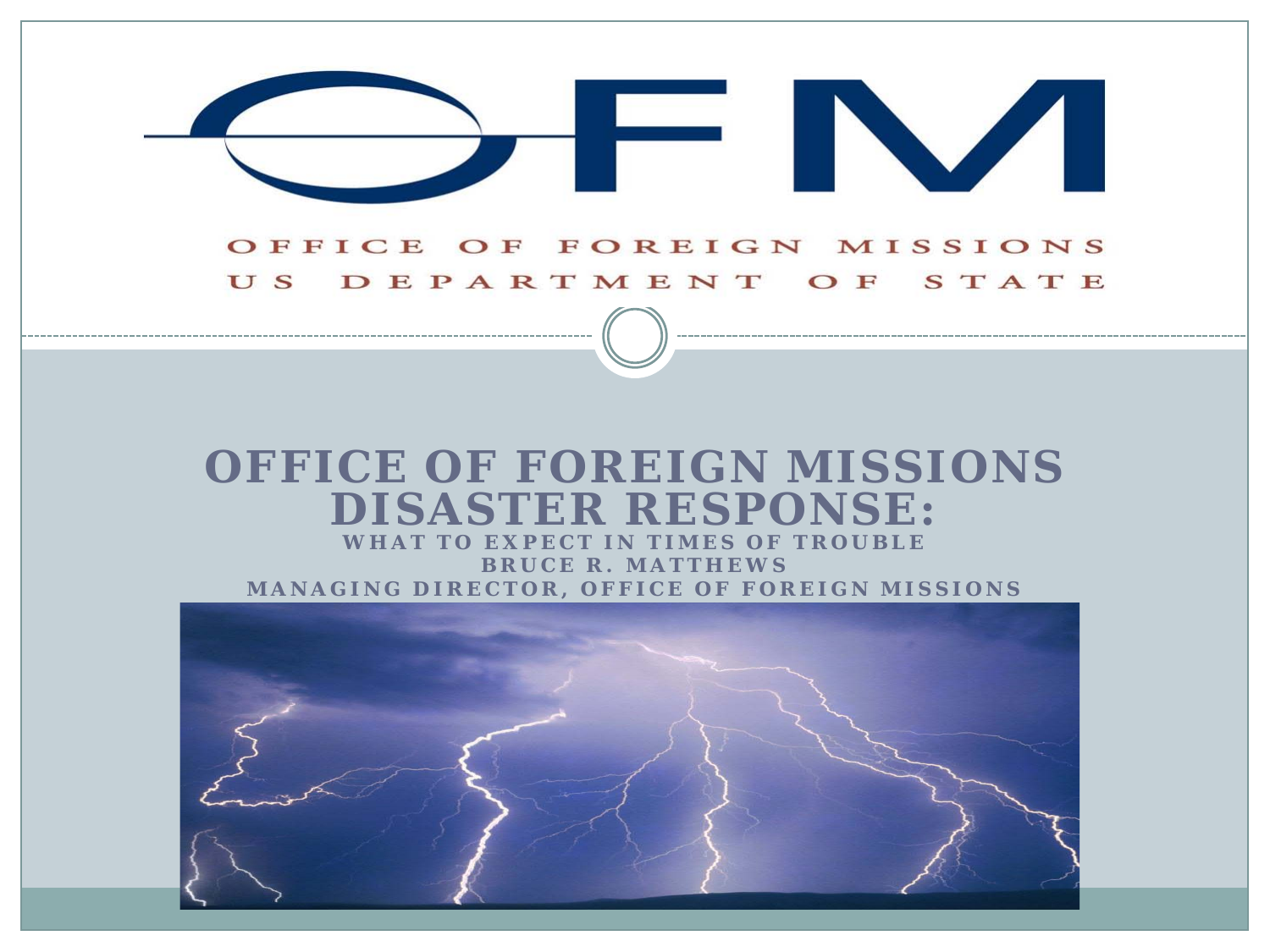# OFM

OFFICE OF FOREIGN MISSIONS
US DEPARTMENT OF STATE

# OFFICE OF FOREIGN MISSIONS DISASTER RESPONSE:

**WHAT TO EXPECT IN TIMES OF TROUBLE**

**BRUCE R. MATTHEWS**

**MANAGING DIRECTOR, OFFICE OF FOREIGN MISSIONS**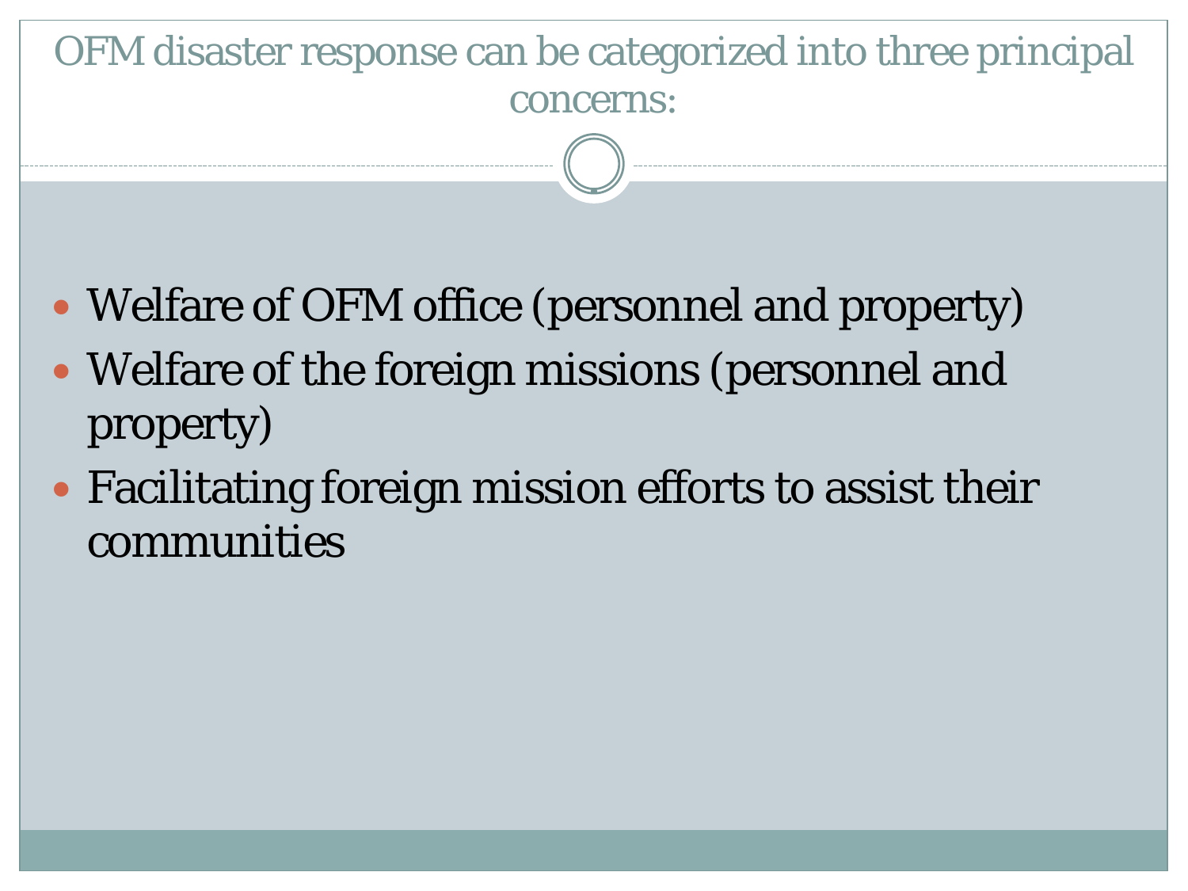## OFM disaster response can be categorized into three principal concerns:

- Welfare of OFM office (personnel and property)
- Welfare of the foreign missions (personnel and property)
- Facilitating foreign mission efforts to assist their communities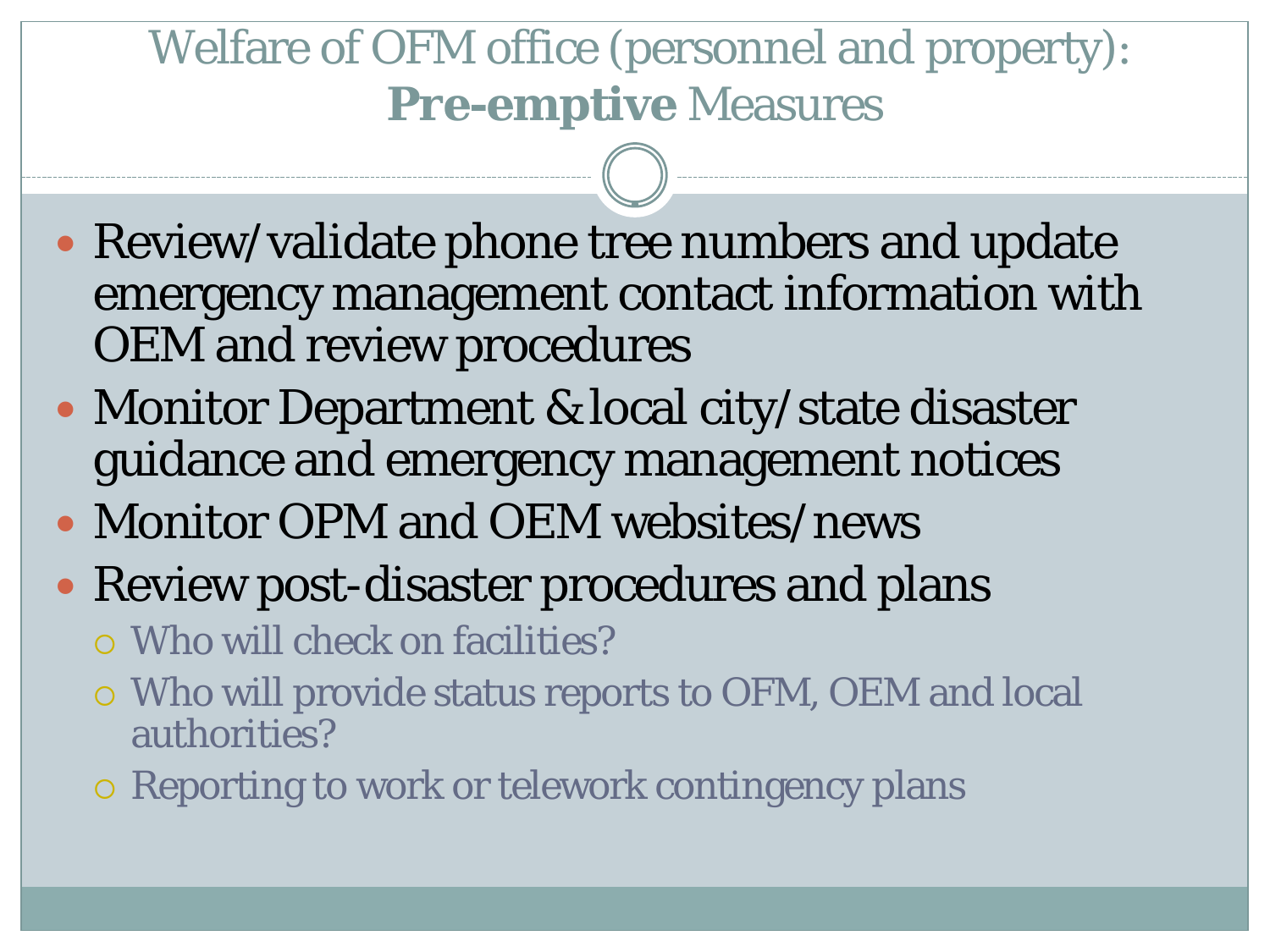# Welfare of OFM office (personnel and property): **Pre-emptive** Measures

- Review/validate phone tree numbers and update emergency management contact information with OEM and review procedures
- Monitor Department & local city/state disaster guidance and emergency management notices
- Monitor OPM and OEM websites/news
- Review post-disaster procedures and plans
  - Who will check on facilities?
  - Who will provide status reports to OFM, OEM and local authorities?
  - Reporting to work or telework contingency plans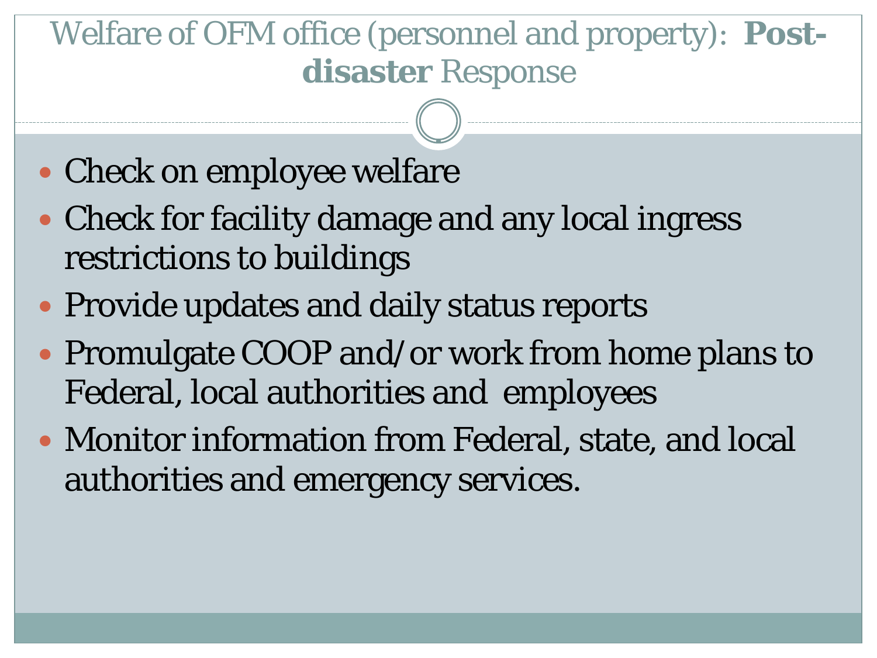# Welfare of OFM office (personnel and property): **Post-disaster** Response

- Check on employee welfare
- Check for facility damage and any local ingress restrictions to buildings
- Provide updates and daily status reports
- Promulgate COOP and/or work from home plans to Federal, local authorities and employees
- Monitor information from Federal, state, and local authorities and emergency services.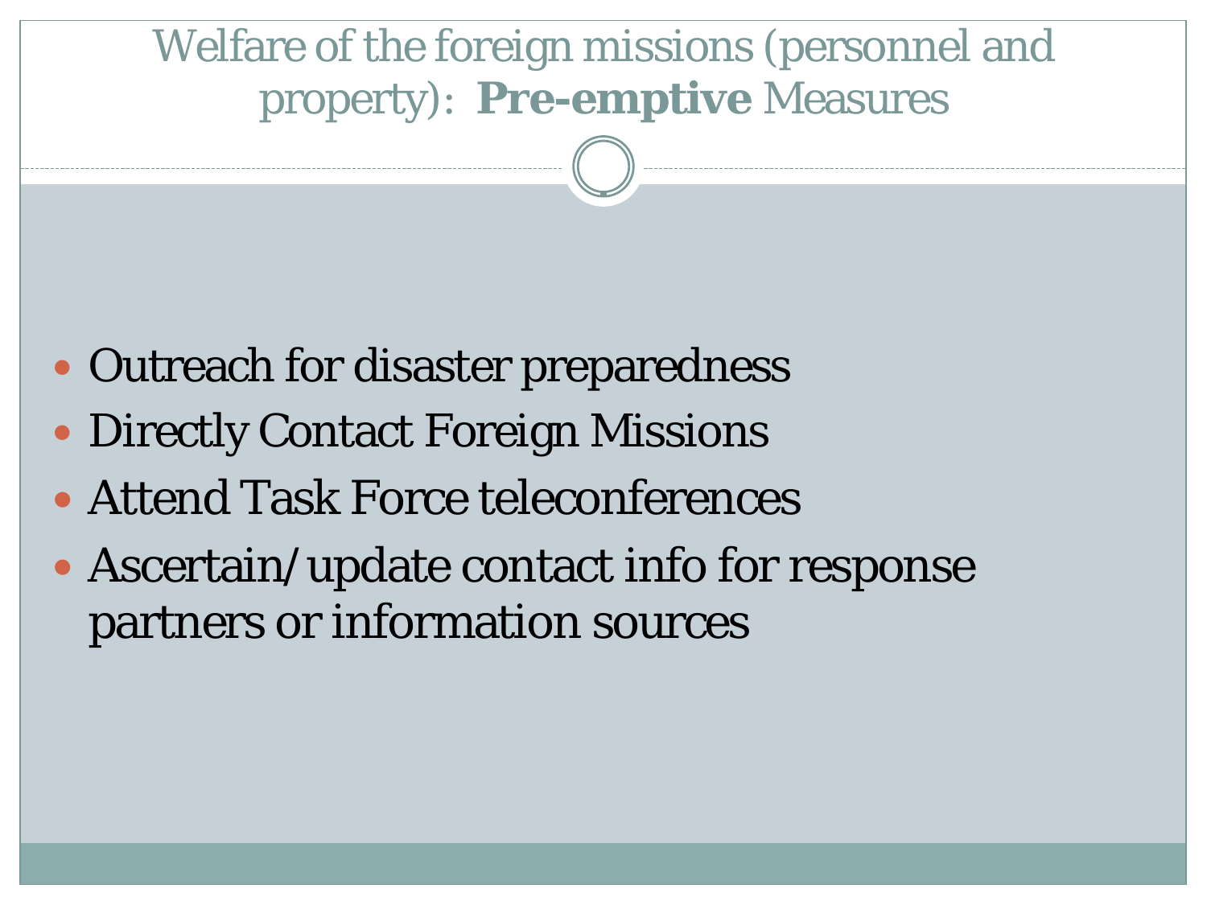# Welfare of the foreign missions (personnel and property): **Pre-emptive** Measures

- Outreach for disaster preparedness
- Directly Contact Foreign Missions
- Attend Task Force teleconferences
- Ascertain/update contact info for response partners or information sources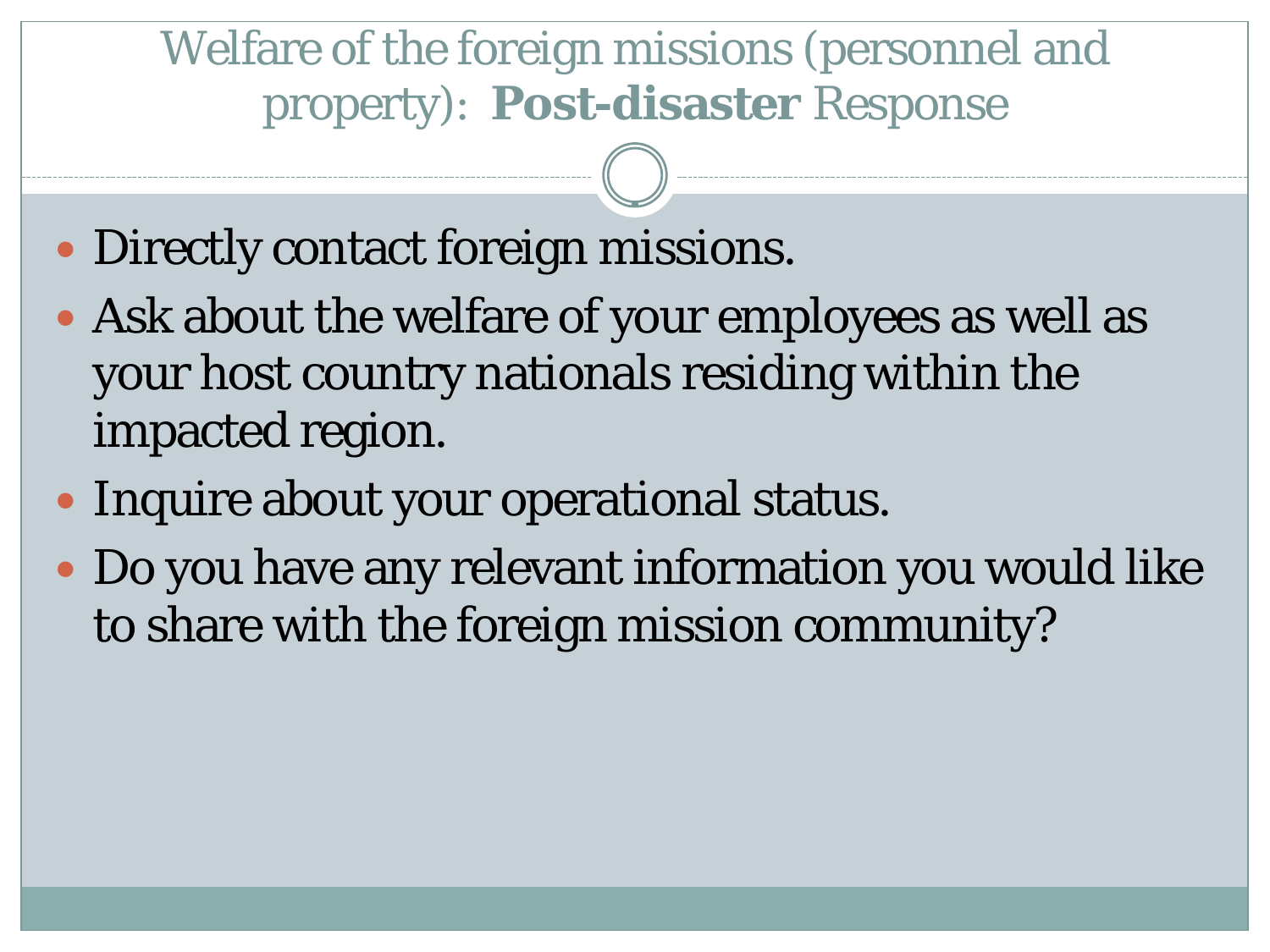# Welfare of the foreign missions (personnel and property): **Post-disaster** Response

- Directly contact foreign missions.
- Ask about the welfare of your employees as well as your host country nationals residing within the impacted region.
- Inquire about your operational status.
- Do you have any relevant information you would like to share with the foreign mission community?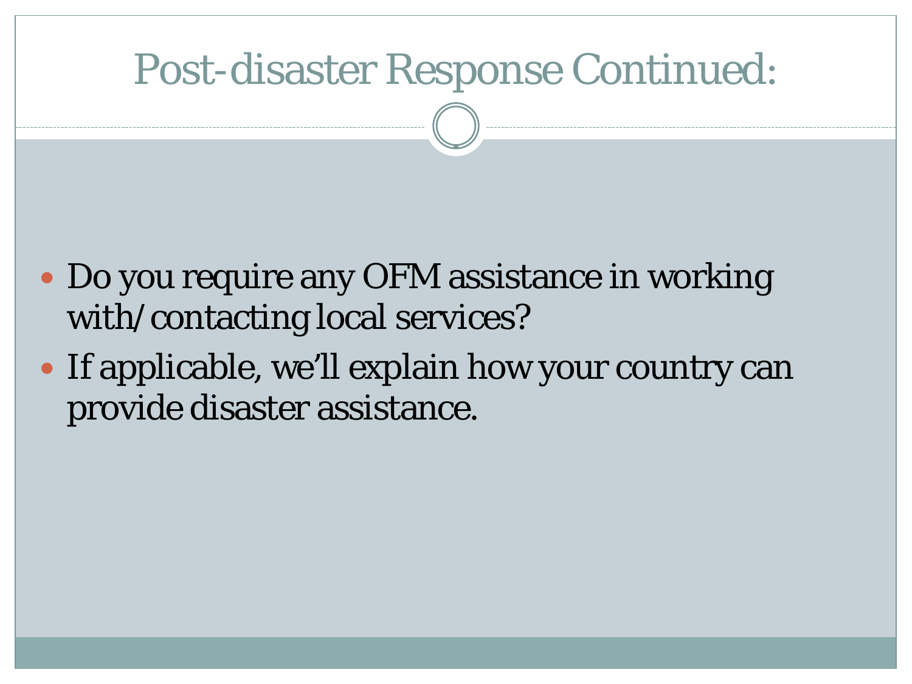# Post-disaster Response Continued:

- Do you require any OFM assistance in working with/contacting local services?
- If applicable, we'll explain how your country can provide disaster assistance.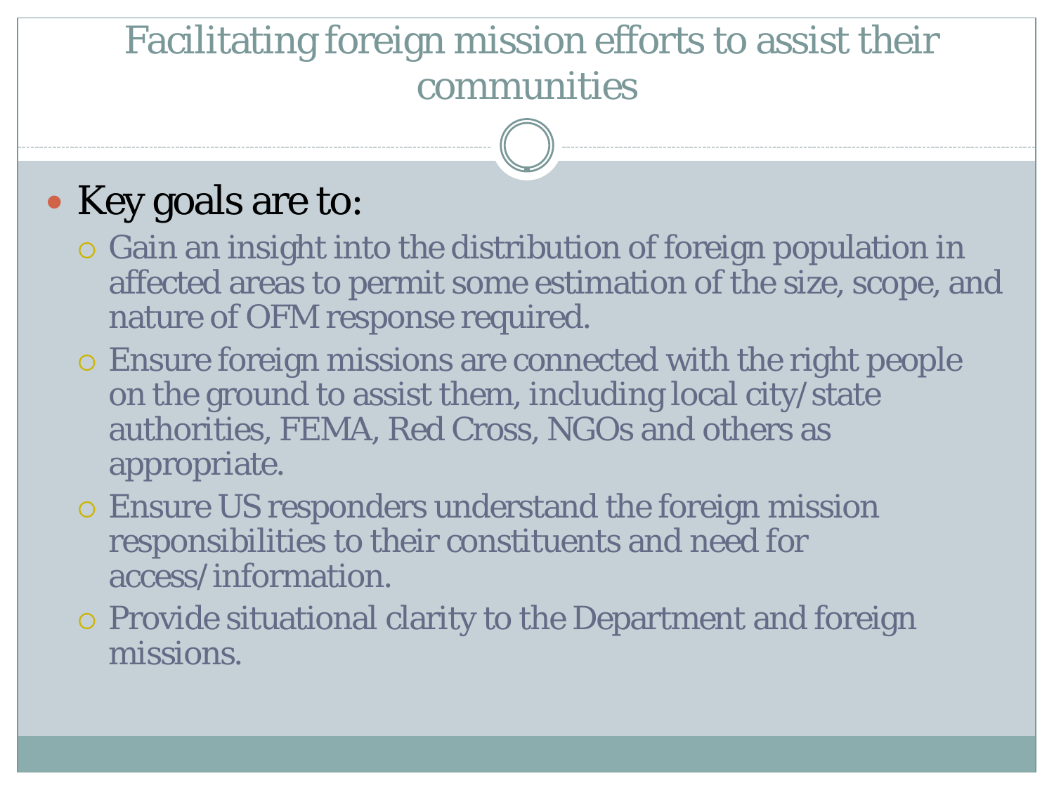# Facilitating foreign mission efforts to assist their communities

- Key goals are to:
  - Gain an insight into the distribution of foreign population in affected areas to permit some estimation of the size, scope, and nature of OFM response required.
  - Ensure foreign missions are connected with the right people on the ground to assist them, including local city/state authorities, FEMA, Red Cross, NGOs and others as appropriate.
  - Ensure US responders understand the foreign mission responsibilities to their constituents and need for access/information.
  - Provide situational clarity to the Department and foreign missions.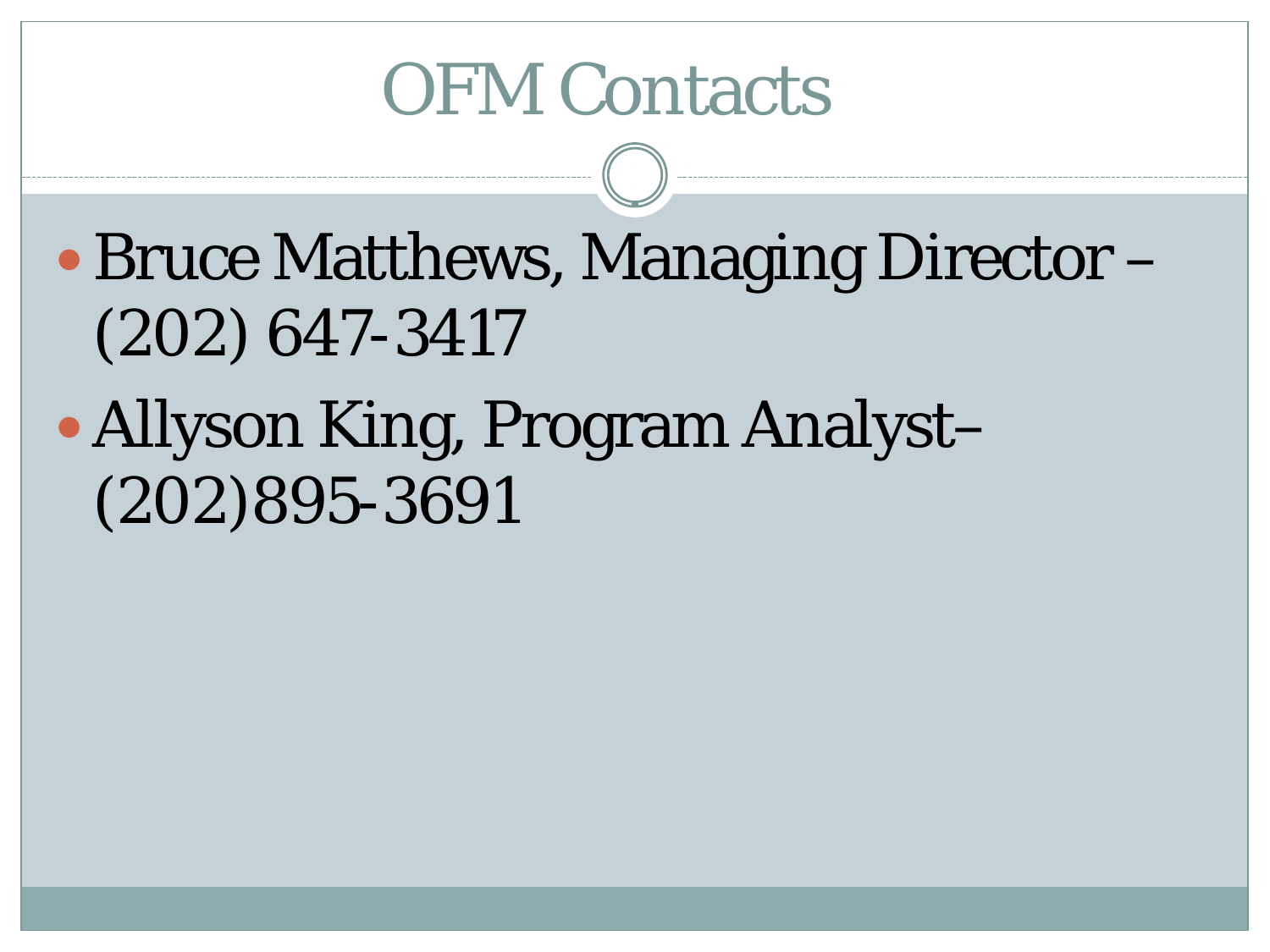# OFM Contacts

- Bruce Matthews, Managing Director – (202) 647-3417
- Allyson King, Program Analyst– (202)895-3691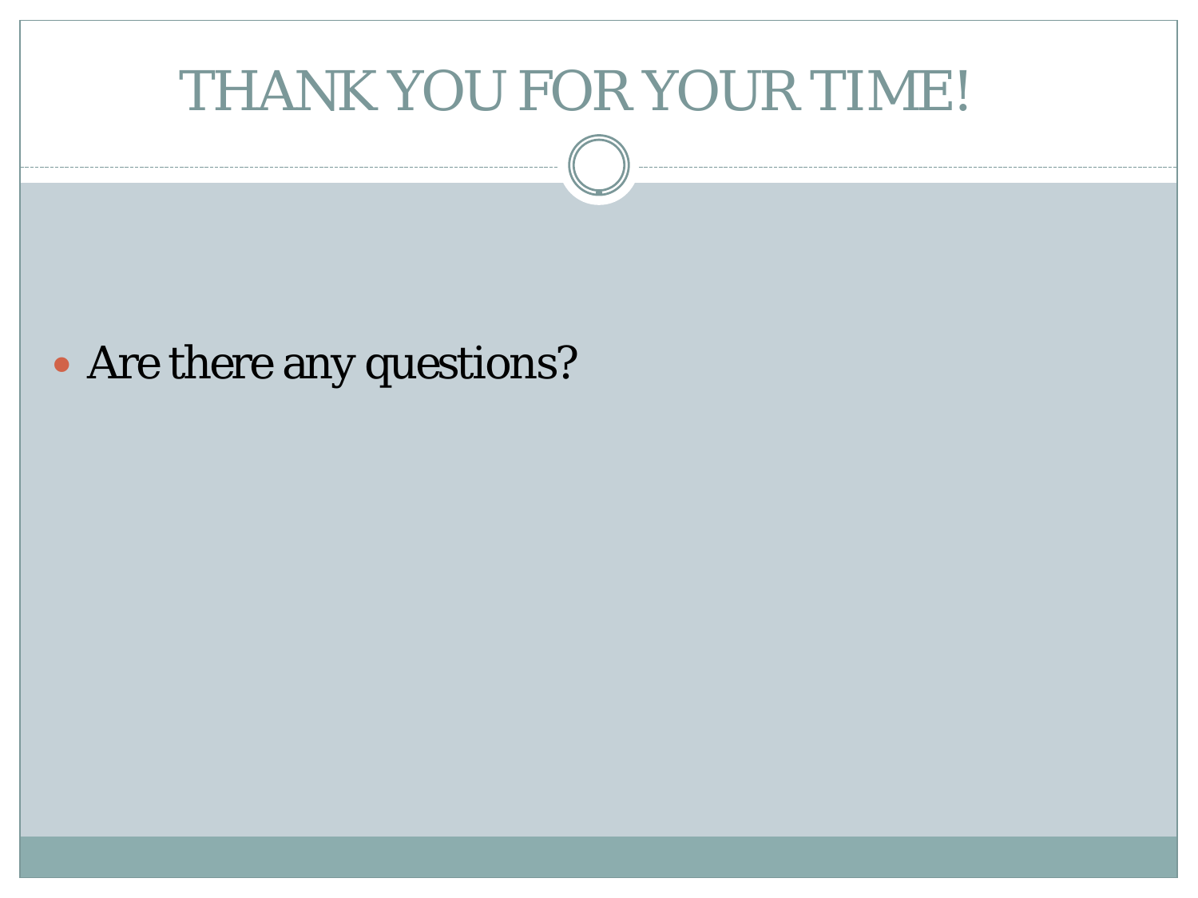# THANK YOU FOR YOUR TIME!

- Are there any questions?